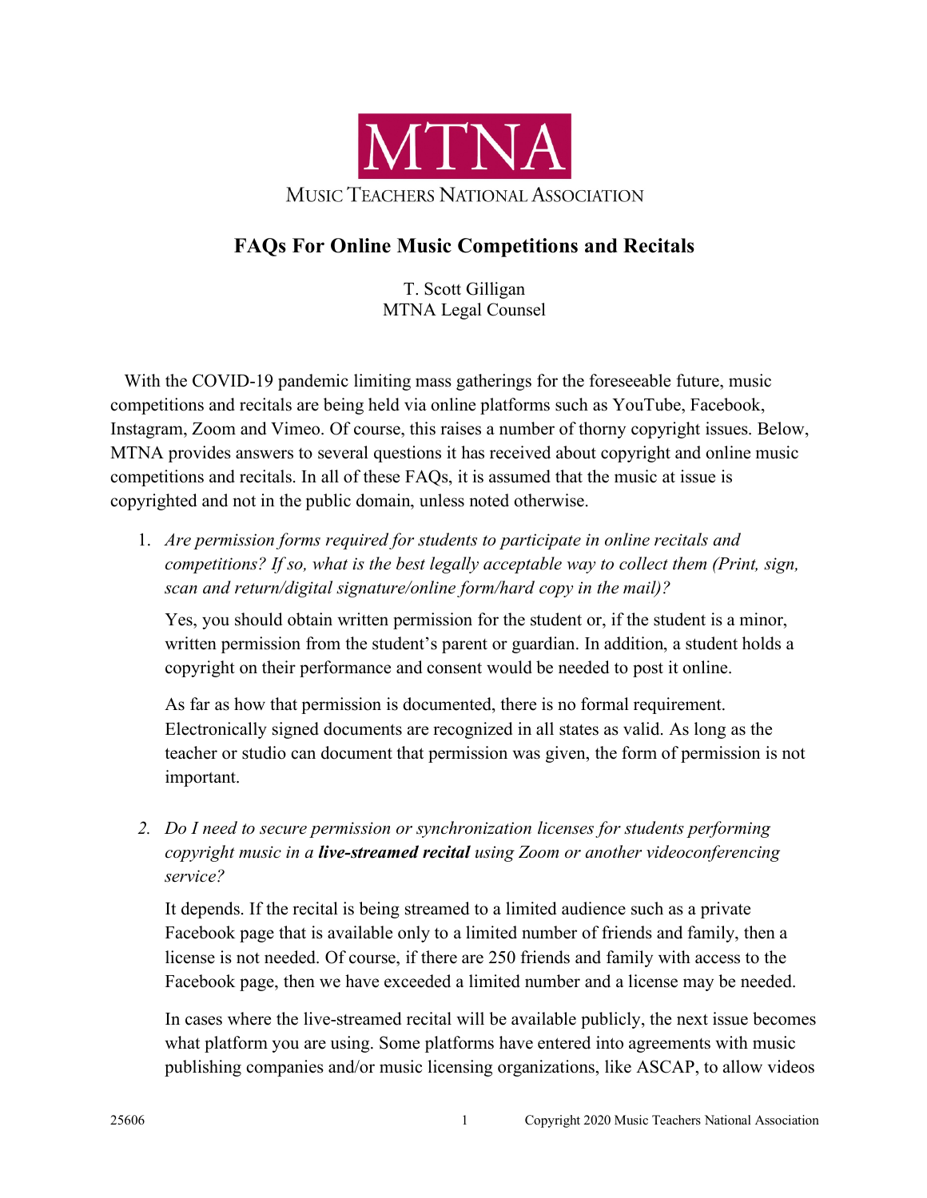MTNA

MUSIC TEACHERS NATIONAL ASSOCIATION

# FAQs For Online Music Competitions and Recitals

T. Scott Gilligan
MTNA Legal Counsel

With the COVID-19 pandemic limiting mass gatherings for the foreseeable future, music competitions and recitals are being held via online platforms such as YouTube, Facebook, Instagram, Zoom and Vimeo. Of course, this raises a number of thorny copyright issues. Below, MTNA provides answers to several questions it has received about copyright and online music competitions and recitals. In all of these FAQs, it is assumed that the music at issue is copyrighted and not in the public domain, unless noted otherwise.

1. *Are permission forms required for students to participate in online recitals and competitions? If so, what is the best legally acceptable way to collect them (Print, sign, scan and return/digital signature/online form/hard copy in the mail)?*

   Yes, you should obtain written permission for the student or, if the student is a minor, written permission from the student's parent or guardian. In addition, a student holds a copyright on their performance and consent would be needed to post it online.

   As far as how that permission is documented, there is no formal requirement. Electronically signed documents are recognized in all states as valid. As long as the teacher or studio can document that permission was given, the form of permission is not important.

2. *Do I need to secure permission or synchronization licenses for students performing copyright music in a **live-streamed recital** using Zoom or another videoconferencing service?*

   It depends. If the recital is being streamed to a limited audience such as a private Facebook page that is available only to a limited number of friends and family, then a license is not needed. Of course, if there are 250 friends and family with access to the Facebook page, then we have exceeded a limited number and a license may be needed.

   In cases where the live-streamed recital will be available publicly, the next issue becomes what platform you are using. Some platforms have entered into agreements with music publishing companies and/or music licensing organizations, like ASCAP, to allow videos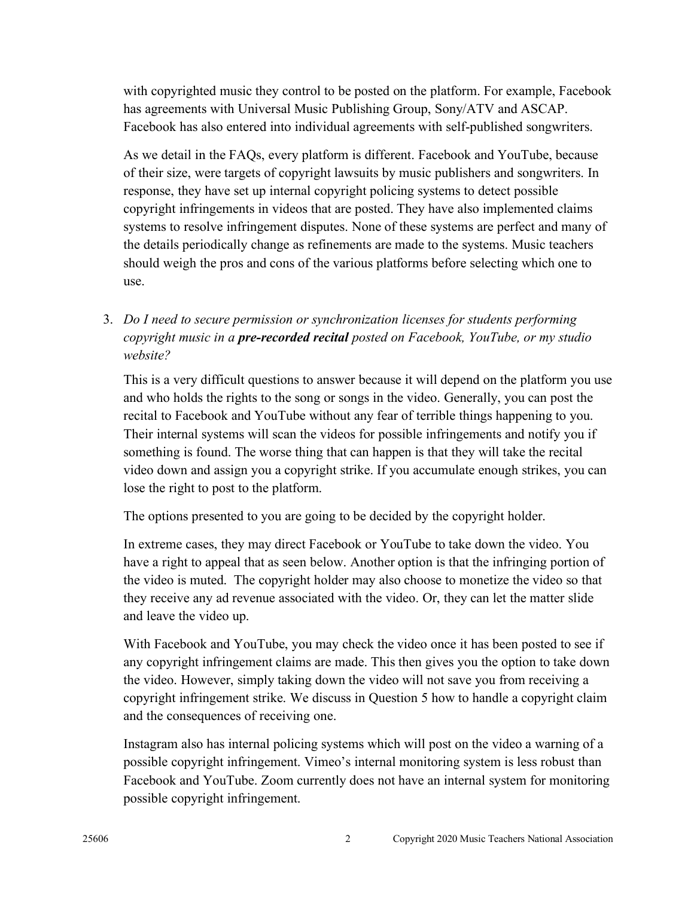with copyrighted music they control to be posted on the platform. For example, Facebook has agreements with Universal Music Publishing Group, Sony/ATV and ASCAP. Facebook has also entered into individual agreements with self-published songwriters.

As we detail in the FAQs, every platform is different. Facebook and YouTube, because of their size, were targets of copyright lawsuits by music publishers and songwriters. In response, they have set up internal copyright policing systems to detect possible copyright infringements in videos that are posted. They have also implemented claims systems to resolve infringement disputes. None of these systems are perfect and many of the details periodically change as refinements are made to the systems. Music teachers should weigh the pros and cons of the various platforms before selecting which one to use.

3. *Do I need to secure permission or synchronization licenses for students performing copyright music in a* ***pre-recorded recital*** *posted on Facebook, YouTube, or my studio website?*

   This is a very difficult questions to answer because it will depend on the platform you use and who holds the rights to the song or songs in the video. Generally, you can post the recital to Facebook and YouTube without any fear of terrible things happening to you. Their internal systems will scan the videos for possible infringements and notify you if something is found. The worse thing that can happen is that they will take the recital video down and assign you a copyright strike. If you accumulate enough strikes, you can lose the right to post to the platform.

   The options presented to you are going to be decided by the copyright holder.

   In extreme cases, they may direct Facebook or YouTube to take down the video. You have a right to appeal that as seen below. Another option is that the infringing portion of the video is muted. The copyright holder may also choose to monetize the video so that they receive any ad revenue associated with the video. Or, they can let the matter slide and leave the video up.

   With Facebook and YouTube, you may check the video once it has been posted to see if any copyright infringement claims are made. This then gives you the option to take down the video. However, simply taking down the video will not save you from receiving a copyright infringement strike. We discuss in Question 5 how to handle a copyright claim and the consequences of receiving one.

   Instagram also has internal policing systems which will post on the video a warning of a possible copyright infringement. Vimeo's internal monitoring system is less robust than Facebook and YouTube. Zoom currently does not have an internal system for monitoring possible copyright infringement.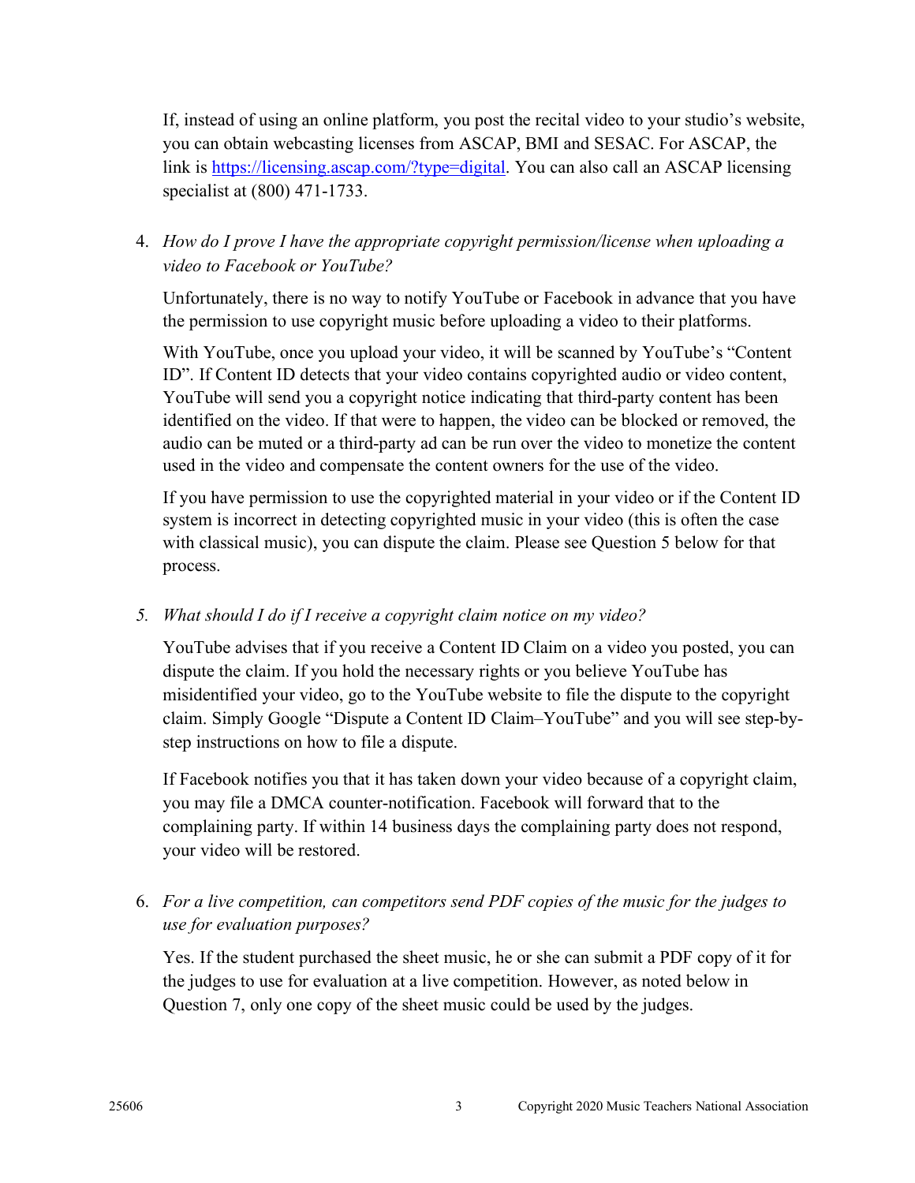If, instead of using an online platform, you post the recital video to your studio's website, you can obtain webcasting licenses from ASCAP, BMI and SESAC. For ASCAP, the link is [https://licensing.ascap.com/?type=digital](https://licensing.ascap.com/?type=digital). You can also call an ASCAP licensing specialist at (800) 471-1733.

4. *How do I prove I have the appropriate copyright permission/license when uploading a video to Facebook or YouTube?*

   Unfortunately, there is no way to notify YouTube or Facebook in advance that you have the permission to use copyright music before uploading a video to their platforms.

   With YouTube, once you upload your video, it will be scanned by YouTube's "Content ID". If Content ID detects that your video contains copyrighted audio or video content, YouTube will send you a copyright notice indicating that third-party content has been identified on the video. If that were to happen, the video can be blocked or removed, the audio can be muted or a third-party ad can be run over the video to monetize the content used in the video and compensate the content owners for the use of the video.

   If you have permission to use the copyrighted material in your video or if the Content ID system is incorrect in detecting copyrighted music in your video (this is often the case with classical music), you can dispute the claim. Please see Question 5 below for that process.

5. *What should I do if I receive a copyright claim notice on my video?*

   YouTube advises that if you receive a Content ID Claim on a video you posted, you can dispute the claim. If you hold the necessary rights or you believe YouTube has misidentified your video, go to the YouTube website to file the dispute to the copyright claim. Simply Google "Dispute a Content ID Claim–YouTube" and you will see step-by-step instructions on how to file a dispute.

   If Facebook notifies you that it has taken down your video because of a copyright claim, you may file a DMCA counter-notification. Facebook will forward that to the complaining party. If within 14 business days the complaining party does not respond, your video will be restored.

6. *For a live competition, can competitors send PDF copies of the music for the judges to use for evaluation purposes?*

   Yes. If the student purchased the sheet music, he or she can submit a PDF copy of it for the judges to use for evaluation at a live competition. However, as noted below in Question 7, only one copy of the sheet music could be used by the judges.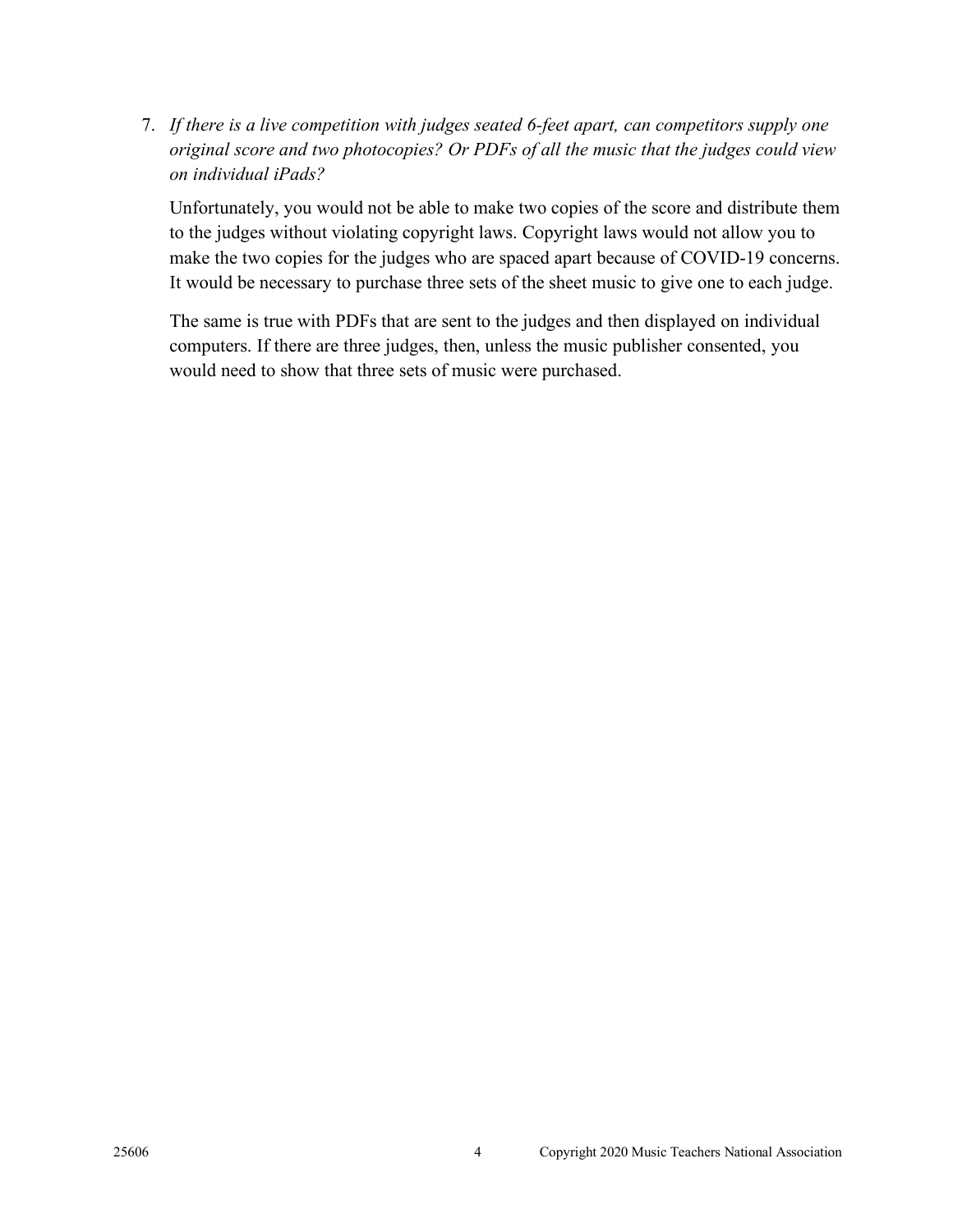7. *If there is a live competition with judges seated 6-feet apart, can competitors supply one original score and two photocopies? Or PDFs of all the music that the judges could view on individual iPads?*

   Unfortunately, you would not be able to make two copies of the score and distribute them to the judges without violating copyright laws. Copyright laws would not allow you to make the two copies for the judges who are spaced apart because of COVID-19 concerns. It would be necessary to purchase three sets of the sheet music to give one to each judge.

   The same is true with PDFs that are sent to the judges and then displayed on individual computers. If there are three judges, then, unless the music publisher consented, you would need to show that three sets of music were purchased.